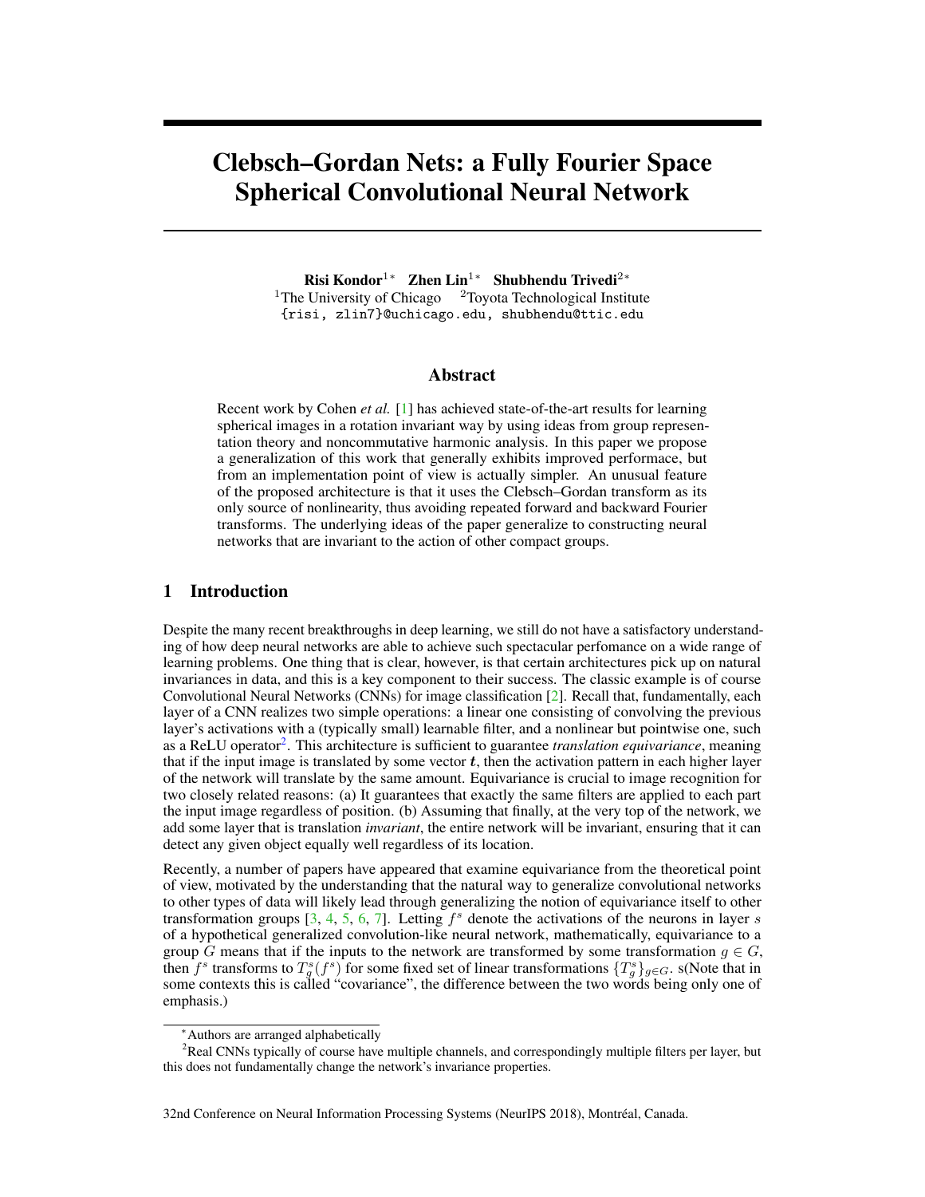# Clebsch–Gordan Nets: a Fully Fourier Space Spherical Convolutional Neural Network

**Risi Kondor**[1*] **Zhen Lin**[1*] **Shubhendu Trivedi**[2*]

[1]The University of Chicago [2]Toyota Technological Institute

{risi, zlin7}@uchicago.edu, shubhendu@ttic.edu

## Abstract

Recent work by Cohen *et al.* [1] has achieved state-of-the-art results for learning spherical images in a rotation invariant way by using ideas from group representation theory and noncommutative harmonic analysis. In this paper we propose a generalization of this work that generally exhibits improved performace, but from an implementation point of view is actually simpler. An unusual feature of the proposed architecture is that it uses the Clebsch–Gordan transform as its only source of nonlinearity, thus avoiding repeated forward and backward Fourier transforms. The underlying ideas of the paper generalize to constructing neural networks that are invariant to the action of other compact groups.

## 1 Introduction

Despite the many recent breakthroughs in deep learning, we still do not have a satisfactory understanding of how deep neural networks are able to achieve such spectacular perfomance on a wide range of learning problems. One thing that is clear, however, is that certain architectures pick up on natural invariances in data, and this is a key component to their success. The classic example is of course Convolutional Neural Networks (CNNs) for image classification [2]. Recall that, fundamentally, each layer of a CNN realizes two simple operations: a linear one consisting of convolving the previous layer's activations with a (typically small) learnable filter, and a nonlinear but pointwise one, such as a ReLU operator[2]. This architecture is sufficient to guarantee *translation equivariance*, meaning that if the input image is translated by some vector $\boldsymbol{t}$, then the activation pattern in each higher layer of the network will translate by the same amount. Equivariance is crucial to image recognition for two closely related reasons: (a) It guarantees that exactly the same filters are applied to each part the input image regardless of position. (b) Assuming that finally, at the very top of the network, we add some layer that is translation *invariant*, the entire network will be invariant, ensuring that it can detect any given object equally well regardless of its location.

Recently, a number of papers have appeared that examine equivariance from the theoretical point of view, motivated by the understanding that the natural way to generalize convolutional networks to other types of data will likely lead through generalizing the notion of equivariance itself to other transformation groups [3, 4, 5, 6, 7]. Letting $f^s$ denote the activations of the neurons in layer $s$ of a hypothetical generalized convolution-like neural network, mathematically, equivariance to a group $G$ means that if the inputs to the network are transformed by some transformation $g \in G$, then $f^s$ transforms to $T^s_g(f^s)$ for some fixed set of linear transformations $\{T^s_g\}_{g \in G}$. s(Note that in some contexts this is called "covariance", the difference between the two words being only one of emphasis.)

*Authors are arranged alphabetically

[2]Real CNNs typically of course have multiple channels, and correspondingly multiple filters per layer, but this does not fundamentally change the network's invariance properties.

32nd Conference on Neural Information Processing Systems (NeurIPS 2018), Montréal, Canada.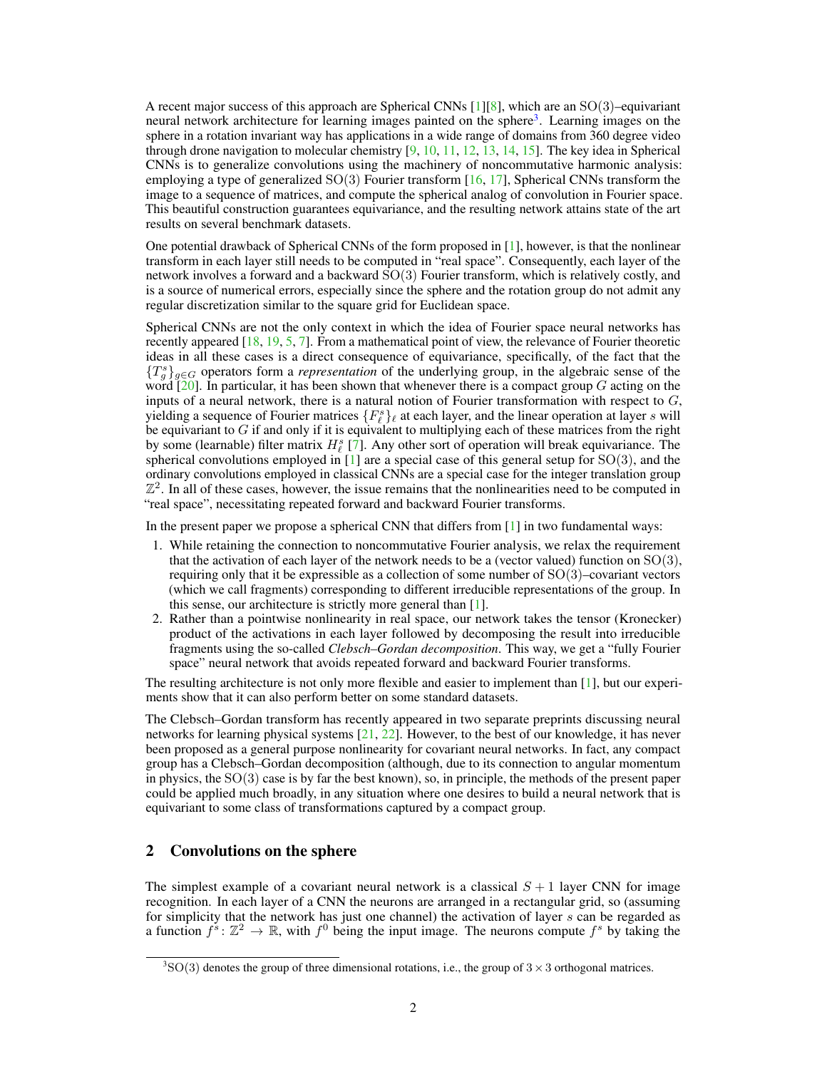A recent major success of this approach are Spherical CNNs [1][8], which are an $\mathrm{SO}(3)$–equivariant neural network architecture for learning images painted on the sphere[3]. Learning images on the sphere in a rotation invariant way has applications in a wide range of domains from 360 degree video through drone navigation to molecular chemistry [9, 10, 11, 12, 13, 14, 15]. The key idea in Spherical CNNs is to generalize convolutions using the machinery of noncommutative harmonic analysis: employing a type of generalized $\mathrm{SO}(3)$ Fourier transform [16, 17], Spherical CNNs transform the image to a sequence of matrices, and compute the spherical analog of convolution in Fourier space. This beautiful construction guarantees equivariance, and the resulting network attains state of the art results on several benchmark datasets.

One potential drawback of Spherical CNNs of the form proposed in [1], however, is that the nonlinear transform in each layer still needs to be computed in "real space". Consequently, each layer of the network involves a forward and a backward $\mathrm{SO}(3)$ Fourier transform, which is relatively costly, and is a source of numerical errors, especially since the sphere and the rotation group do not admit any regular discretization similar to the square grid for Euclidean space.

Spherical CNNs are not the only context in which the idea of Fourier space neural networks has recently appeared [18, 19, 5, 7]. From a mathematical point of view, the relevance of Fourier theoretic ideas in all these cases is a direct consequence of equivariance, specifically, of the fact that the $\{T_g^s\}_{g \in G}$ operators form a *representation* of the underlying group, in the algebraic sense of the word [20]. In particular, it has been shown that whenever there is a compact group $G$ acting on the inputs of a neural network, there is a natural notion of Fourier transformation with respect to $G$, yielding a sequence of Fourier matrices $\{F_\ell^s\}_\ell$ at each layer, and the linear operation at layer $s$ will be equivariant to $G$ if and only if it is equivalent to multiplying each of these matrices from the right by some (learnable) filter matrix $H_\ell^s$ [7]. Any other sort of operation will break equivariance. The spherical convolutions employed in [1] are a special case of this general setup for $\mathrm{SO}(3)$, and the ordinary convolutions employed in classical CNNs are a special case for the integer translation group $\mathbb{Z}^2$. In all of these cases, however, the issue remains that the nonlinearities need to be computed in "real space", necessitating repeated forward and backward Fourier transforms.

In the present paper we propose a spherical CNN that differs from [1] in two fundamental ways:

1. While retaining the connection to noncommutative Fourier analysis, we relax the requirement that the activation of each layer of the network needs to be a (vector valued) function on $\mathrm{SO}(3)$, requiring only that it be expressible as a collection of some number of $\mathrm{SO}(3)$–covariant vectors (which we call fragments) corresponding to different irreducible representations of the group. In this sense, our architecture is strictly more general than [1].
2. Rather than a pointwise nonlinearity in real space, our network takes the tensor (Kronecker) product of the activations in each layer followed by decomposing the result into irreducible fragments using the so-called *Clebsch–Gordan decomposition*. This way, we get a "fully Fourier space" neural network that avoids repeated forward and backward Fourier transforms.

The resulting architecture is not only more flexible and easier to implement than [1], but our experiments show that it can also perform better on some standard datasets.

The Clebsch–Gordan transform has recently appeared in two separate preprints discussing neural networks for learning physical systems [21, 22]. However, to the best of our knowledge, it has never been proposed as a general purpose nonlinearity for covariant neural networks. In fact, any compact group has a Clebsch–Gordan decomposition (although, due to its connection to angular momentum in physics, the $\mathrm{SO}(3)$ case is by far the best known), so, in principle, the methods of the present paper could be applied much broadly, in any situation where one desires to build a neural network that is equivariant to some class of transformations captured by a compact group.

## 2 Convolutions on the sphere

The simplest example of a covariant neural network is a classical $S+1$ layer CNN for image recognition. In each layer of a CNN the neurons are arranged in a rectangular grid, so (assuming for simplicity that the network has just one channel) the activation of layer $s$ can be regarded as a function $f^s \colon \mathbb{Z}^2 \to \mathbb{R}$, with $f^0$ being the input image. The neurons compute $f^s$ by taking the

[3] $\mathrm{SO}(3)$ denotes the group of three dimensional rotations, i.e., the group of $3 \times 3$ orthogonal matrices.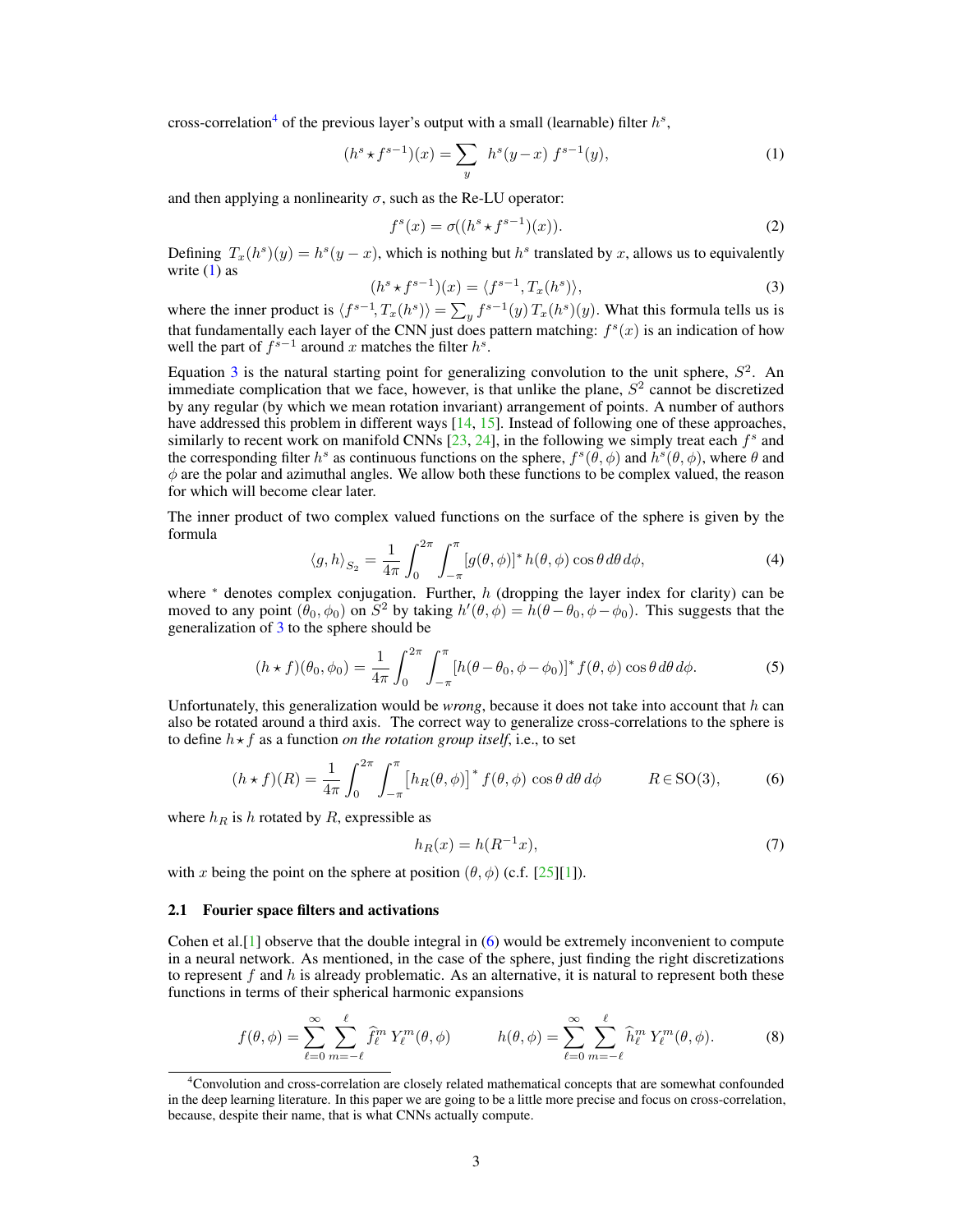cross-correlation[4] of the previous layer's output with a small (learnable) filter $h^s$,

$$(h^s \star f^{s-1})(x) = \sum_y \; h^s(y - x) \, f^{s-1}(y), \tag{1}$$

and then applying a nonlinearity $\sigma$, such as the Re-LU operator:

$$f^s(x) = \sigma((h^s \star f^{s-1})(x)). \tag{2}$$

Defining $T_x(h^s)(y) = h^s(y-x)$, which is nothing but $h^s$ translated by $x$, allows us to equivalently write (1) as

$$(h^s \star f^{s-1})(x) = \langle f^{s-1}, T_x(h^s) \rangle, \tag{3}$$

where the inner product is $\langle f^{s-1}, T_x(h^s) \rangle = \sum_y f^{s-1}(y) \, T_x(h^s)(y)$. What this formula tells us is that fundamentally each layer of the CNN just does pattern matching: $f^s(x)$ is an indication of how well the part of $f^{s-1}$ around $x$ matches the filter $h^s$.

Equation 3 is the natural starting point for generalizing convolution to the unit sphere, $S^2$. An immediate complication that we face, however, is that unlike the plane, $S^2$ cannot be discretized by any regular (by which we mean rotation invariant) arrangement of points. A number of authors have addressed this problem in different ways [14, 15]. Instead of following one of these approaches, similarly to recent work on manifold CNNs [23, 24], in the following we simply treat each $f^s$ and the corresponding filter $h^s$ as continuous functions on the sphere, $f^s(\theta, \phi)$ and $h^s(\theta, \phi)$, where $\theta$ and $\phi$ are the polar and azimuthal angles. We allow both these functions to be complex valued, the reason for which will become clear later.

The inner product of two complex valued functions on the surface of the sphere is given by the formula

$$\langle g, h \rangle_{S_2} = \frac{1}{4\pi} \int_0^{2\pi} \int_{-\pi}^{\pi} [g(\theta, \phi)]^* \, h(\theta, \phi) \cos\theta \, d\theta \, d\phi, \tag{4}$$

where $^*$ denotes complex conjugation. Further, $h$ (dropping the layer index for clarity) can be moved to any point $(\theta_0, \phi_0)$ on $S^2$ by taking $h'(\theta, \phi) = h(\theta - \theta_0, \phi - \phi_0)$. This suggests that the generalization of 3 to the sphere should be

$$(h \star f)(\theta_0, \phi_0) = \frac{1}{4\pi} \int_0^{2\pi} \int_{-\pi}^{\pi} [h(\theta - \theta_0, \phi - \phi_0)]^* \, f(\theta, \phi) \cos\theta \, d\theta \, d\phi. \tag{5}$$

Unfortunately, this generalization would be *wrong*, because it does not take into account that $h$ can also be rotated around a third axis. The correct way to generalize cross-correlations to the sphere is to define $h \star f$ as a function *on the rotation group itself*, i.e., to set

$$(h \star f)(R) = \frac{1}{4\pi} \int_0^{2\pi} \int_{-\pi}^{\pi} \big[ h_R(\theta, \phi) \big]^* \, f(\theta, \phi) \, \cos\theta \, d\theta \, d\phi \qquad R \in \mathrm{SO}(3), \tag{6}$$

where $h_R$ is $h$ rotated by $R$, expressible as

$$h_R(x) = h(R^{-1} x), \tag{7}$$

with $x$ being the point on the sphere at position $(\theta, \phi)$ (c.f. [25][1]).

### 2.1 Fourier space filters and activations

Cohen et al.[1] observe that the double integral in (6) would be extremely inconvenient to compute in a neural network. As mentioned, in the case of the sphere, just finding the right discretizations to represent $f$ and $h$ is already problematic. As an alternative, it is natural to represent both these functions in terms of their spherical harmonic expansions

$$f(\theta, \phi) = \sum_{\ell=0}^{\infty} \sum_{m=-\ell}^{\ell} \widehat{f}_\ell^m \, Y_\ell^m(\theta, \phi) \qquad\qquad h(\theta, \phi) = \sum_{\ell=0}^{\infty} \sum_{m=-\ell}^{\ell} \widehat{h}_\ell^m \, Y_\ell^m(\theta, \phi). \tag{8}$$

[4] Convolution and cross-correlation are closely related mathematical concepts that are somewhat confounded in the deep learning literature. In this paper we are going to be a little more precise and focus on cross-correlation, because, despite their name, that is what CNNs actually compute.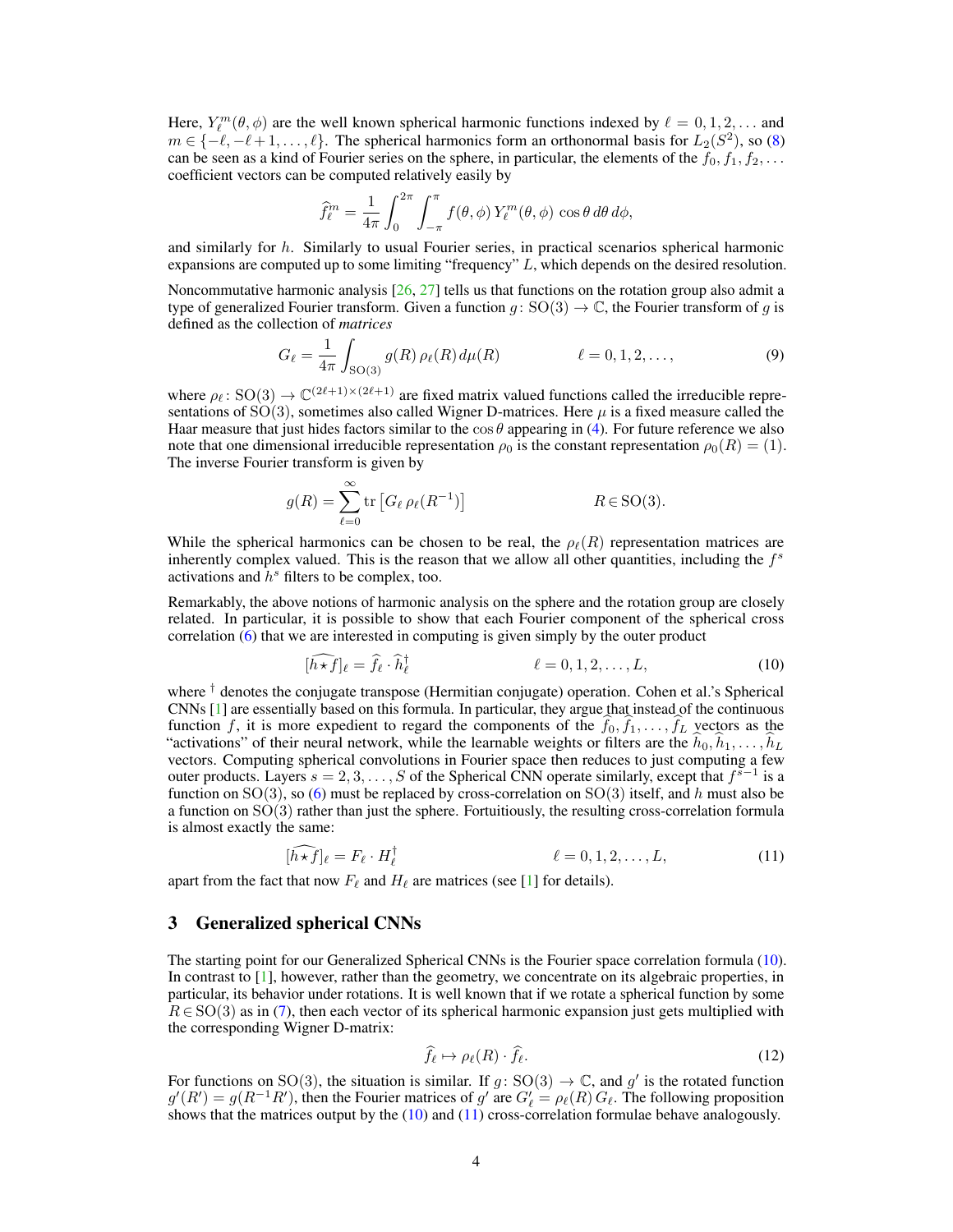Here, $Y_\ell^m(\theta, \phi)$ are the well known spherical harmonic functions indexed by $\ell = 0, 1, 2, \ldots$ and $m \in \{-\ell, -\ell+1, \ldots, \ell\}$. The spherical harmonics form an orthonormal basis for $L_2(S^2)$, so (8) can be seen as a kind of Fourier series on the sphere, in particular, the elements of the $f_0, f_1, f_2, \ldots$ coefficient vectors can be computed relatively easily by

$$\widehat{f}_\ell^m = \frac{1}{4\pi} \int_0^{2\pi} \int_{-\pi}^{\pi} f(\theta, \phi)\, Y_\ell^m(\theta, \phi)\, \cos\theta \, d\theta \, d\phi,$$

and similarly for $h$. Similarly to usual Fourier series, in practical scenarios spherical harmonic expansions are computed up to some limiting "frequency" $L$, which depends on the desired resolution.

Noncommutative harmonic analysis [26, 27] tells us that functions on the rotation group also admit a type of generalized Fourier transform. Given a function $g \colon \mathrm{SO}(3) \to \mathbb{C}$, the Fourier transform of $g$ is defined as the collection of *matrices*

$$G_\ell = \frac{1}{4\pi} \int_{\mathrm{SO}(3)} g(R)\, \rho_\ell(R)\, d\mu(R) \qquad\qquad \ell = 0, 1, 2, \ldots, \tag{9}$$

where $\rho_\ell \colon \mathrm{SO}(3) \to \mathbb{C}^{(2\ell+1)\times(2\ell+1)}$ are fixed matrix valued functions called the irreducible representations of $\mathrm{SO}(3)$, sometimes also called Wigner D-matrices. Here $\mu$ is a fixed measure called the Haar measure that just hides factors similar to the $\cos\theta$ appearing in (4). For future reference we also note that one dimensional irreducible representation $\rho_0$ is the constant representation $\rho_0(R) = (1)$. The inverse Fourier transform is given by

$$g(R) = \sum_{\ell=0}^{\infty} \operatorname{tr}\left[G_\ell\, \rho_\ell(R^{-1})\right] \qquad\qquad R \in \mathrm{SO}(3).$$

While the spherical harmonics can be chosen to be real, the $\rho_\ell(R)$ representation matrices are inherently complex valued. This is the reason that we allow all other quantities, including the $f^s$ activations and $h^s$ filters to be complex, too.

Remarkably, the above notions of harmonic analysis on the sphere and the rotation group are closely related. In particular, it is possible to show that each Fourier component of the spherical cross correlation (6) that we are interested in computing is given simply by the outer product

$$[\widehat{h \star f}]_\ell = \widehat{f}_\ell \cdot \widehat{h}_\ell^\dagger \qquad\qquad \ell = 0, 1, 2, \ldots, L, \tag{10}$$

where $^\dagger$ denotes the conjugate transpose (Hermitian conjugate) operation. Cohen et al.'s Spherical CNNs [1] are essentially based on this formula. In particular, they argue that instead of the continuous function $f$, it is more expedient to regard the components of the $\widehat{f}_0, \widehat{f}_1, \ldots, \widehat{f}_L$ vectors as the "activations" of their neural network, while the learnable weights or filters are the $\widehat{h}_0, \widehat{h}_1, \ldots, \widehat{h}_L$ vectors. Computing spherical convolutions in Fourier space then reduces to just computing a few outer products. Layers $s = 2, 3, \ldots, S$ of the Spherical CNN operate similarly, except that $f^{s-1}$ is a function on $\mathrm{SO}(3)$, so (6) must be replaced by cross-correlation on $\mathrm{SO}(3)$ itself, and $h$ must also be a function on $\mathrm{SO}(3)$ rather than just the sphere. Fortuitiously, the resulting cross-correlation formula is almost exactly the same:

$$[\widehat{h \star f}]_\ell = F_\ell \cdot H_\ell^\dagger \qquad\qquad \ell = 0, 1, 2, \ldots, L, \tag{11}$$

apart from the fact that now $F_\ell$ and $H_\ell$ are matrices (see [1] for details).

## 3 Generalized spherical CNNs

The starting point for our Generalized Spherical CNNs is the Fourier space correlation formula (10). In contrast to [1], however, rather than the geometry, we concentrate on its algebraic properties, in particular, its behavior under rotations. It is well known that if we rotate a spherical function by some $R \in \mathrm{SO}(3)$ as in (7), then each vector of its spherical harmonic expansion just gets multiplied with the corresponding Wigner D-matrix:

$$\widehat{f}_\ell \mapsto \rho_\ell(R) \cdot \widehat{f}_\ell. \tag{12}$$

For functions on $\mathrm{SO}(3)$, the situation is similar. If $g \colon \mathrm{SO}(3) \to \mathbb{C}$, and $g'$ is the rotated function $g'(R') = g(R^{-1}R')$, then the Fourier matrices of $g'$ are $G'_\ell = \rho_\ell(R)\, G_\ell$. The following proposition shows that the matrices output by the (10) and (11) cross-correlation formulae behave analogously.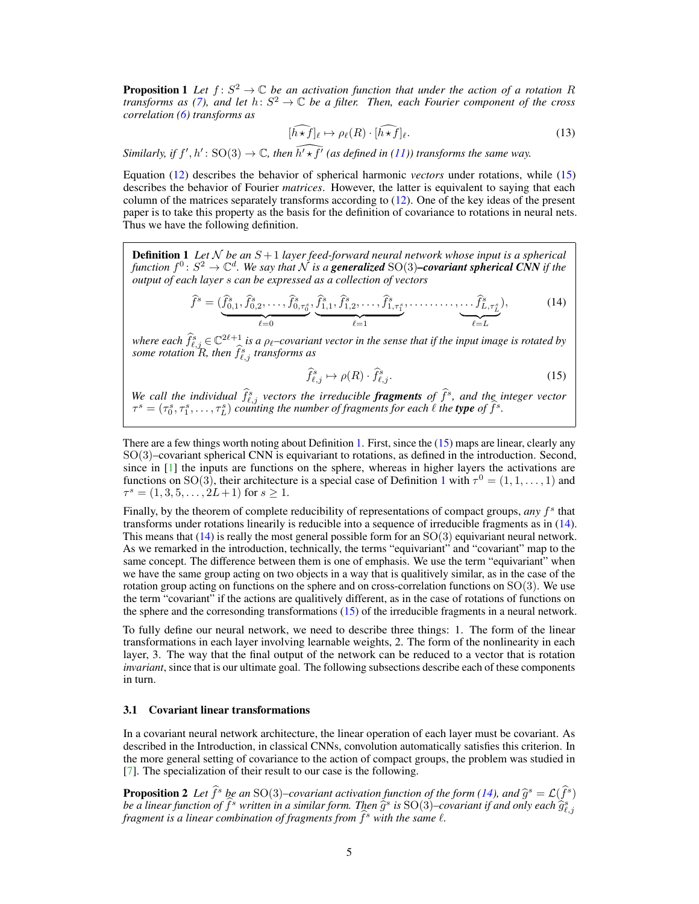**Proposition 1** *Let $f\colon S^2 \to \mathbb{C}$ be an activation function that under the action of a rotation $R$ transforms as (7), and let $h\colon S^2 \to \mathbb{C}$ be a filter. Then, each Fourier component of the cross correlation (6) transforms as*

$$[\widehat{h \star f}]_\ell \mapsto \rho_\ell(R) \cdot [\widehat{h \star f}]_\ell. \tag{13}$$

*Similarly, if $f', h'\colon \mathrm{SO}(3) \to \mathbb{C}$, then $\widehat{h' \star f'}$ (as defined in (11)) transforms the same way.*

Equation (12) describes the behavior of spherical harmonic *vectors* under rotations, while (15) describes the behavior of Fourier *matrices*. However, the latter is equivalent to saying that each column of the matrices separately transforms according to (12). One of the key ideas of the present paper is to take this property as the basis for the definition of covariance to rotations in neural nets. Thus we have the following definition.

**Definition 1** *Let $\mathcal{N}$ be an $S+1$ layer feed-forward neural network whose input is a spherical function $f^0\colon S^2 \to \mathbb{C}^d$. We say that $\mathcal{N}$ is a **generalized** $\mathrm{SO}(3)$**–covariant spherical CNN** if the output of each layer $s$ can be expressed as a collection of vectors*

$$\widehat{f}^s = (\underbrace{\widehat{f}^s_{0,1}, \widehat{f}^s_{0,2}, \ldots, \widehat{f}^s_{0,\tau^s_0}}_{\ell=0}, \underbrace{\widehat{f}^s_{1,1}, \widehat{f}^s_{1,2}, \ldots, \widehat{f}^s_{1,\tau^s_1}}_{\ell=1}, \ldots\ldots\ldots, \underbrace{\ldots \widehat{f}^s_{L,\tau^s_L}}_{\ell=L}), \tag{14}$$

*where each $\widehat{f}^s_{\ell,j} \in \mathbb{C}^{2\ell+1}$ is a $\rho_\ell$–covariant vector in the sense that if the input image is rotated by some rotation $R$, then $\widehat{f}^s_{\ell,j}$ transforms as*

$$\widehat{f}^s_{\ell,j} \mapsto \rho(R) \cdot \widehat{f}^s_{\ell,j}. \tag{15}$$

*We call the individual $\widehat{f}^s_{\ell,j}$ vectors the irreducible **fragments** of $\widehat{f}^s$, and the integer vector $\tau^s = (\tau^s_0, \tau^s_1, \ldots, \tau^s_L)$ counting the number of fragments for each $\ell$ the **type** of $\widehat{f}^s$.*

There are a few things worth noting about Definition 1. First, since the (15) maps are linear, clearly any $\mathrm{SO}(3)$–covariant spherical CNN is equivariant to rotations, as defined in the introduction. Second, since in [1] the inputs are functions on the sphere, whereas in higher layers the activations are functions on $\mathrm{SO}(3)$, their architecture is a special case of Definition 1 with $\tau^0 = (1, 1, \ldots, 1)$ and $\tau^s = (1, 3, 5, \ldots, 2L+1)$ for $s \geq 1$.

Finally, by the theorem of complete reducibility of representations of compact groups, *any* $f^s$ that transforms under rotations linearly is reducible into a sequence of irreducible fragments as in (14). This means that (14) is really the most general possible form for an $\mathrm{SO}(3)$ equivariant neural network. As we remarked in the introduction, technically, the terms "equivariant" and "covariant" map to the same concept. The difference between them is one of emphasis. We use the term "equivariant" when we have the same group acting on two objects in a way that is qualitively similar, as in the case of the rotation group acting on functions on the sphere and on cross-correlation functions on $\mathrm{SO}(3)$. We use the term "covariant" if the actions are qualitively different, as in the case of rotations of functions on the sphere and the corresonding transformations (15) of the irreducible fragments in a neural network.

To fully define our neural network, we need to describe three things: 1. The form of the linear transformations in each layer involving learnable weights, 2. The form of the nonlinearity in each layer, 3. The way that the final output of the network can be reduced to a vector that is rotation *invariant*, since that is our ultimate goal. The following subsections describe each of these components in turn.

### 3.1 Covariant linear transformations

In a covariant neural network architecture, the linear operation of each layer must be covariant. As described in the Introduction, in classical CNNs, convolution automatically satisfies this criterion. In the more general setting of covariance to the action of compact groups, the problem was studied in [7]. The specialization of their result to our case is the following.

**Proposition 2** *Let $\widehat{f}^s$ be an $\mathrm{SO}(3)$–covariant activation function of the form (14), and $\widehat{g}^s = \mathcal{L}(\widehat{f}^s)$ be a linear function of $\widehat{f}^s$ written in a similar form. Then $\widehat{g}^s$ is $\mathrm{SO}(3)$–covariant if and only each $\widehat{g}^s_{\ell,j}$ fragment is a linear combination of fragments from $\widehat{f}^s$ with the same $\ell$.*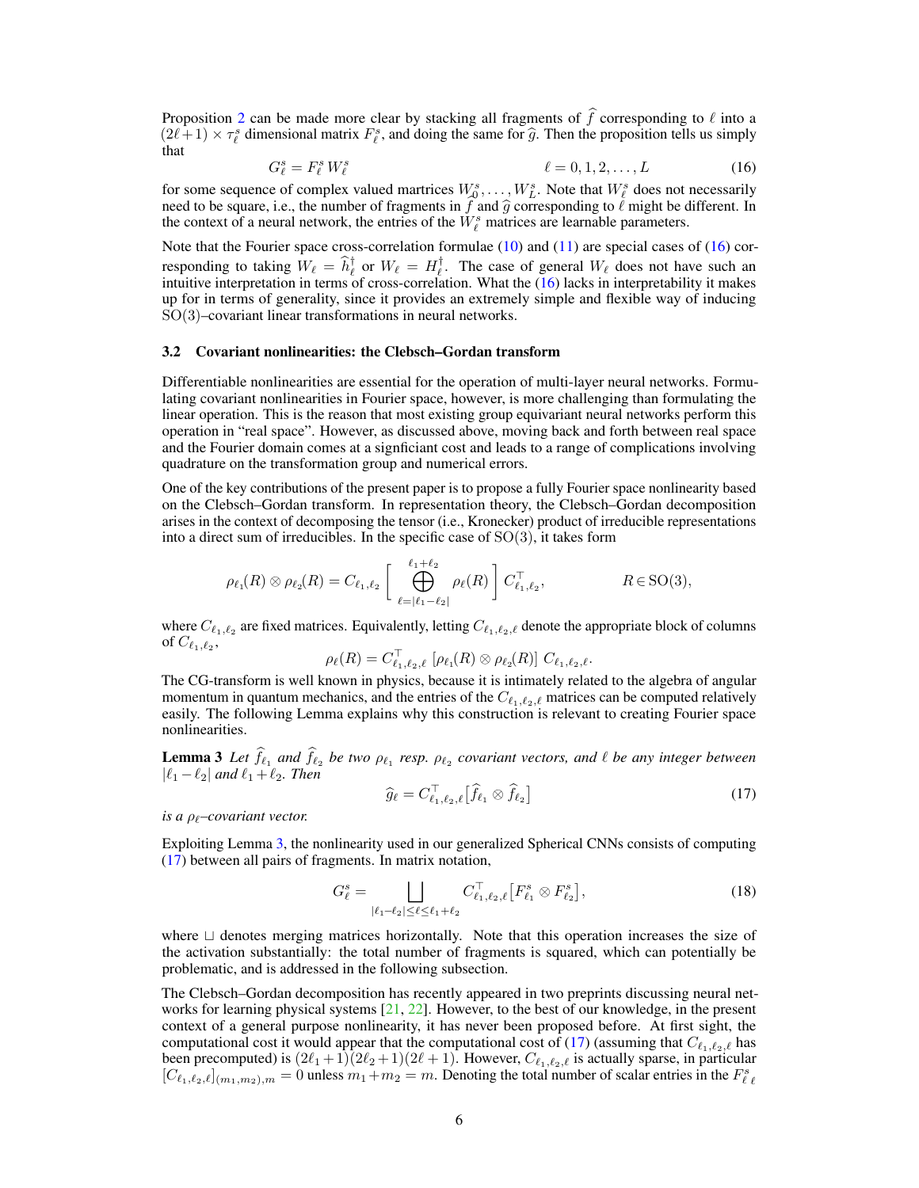Proposition 2 can be made more clear by stacking all fragments of $\widehat{f}$ corresponding to $\ell$ into a $(2\ell+1) \times \tau_\ell^s$ dimensional matrix $F_\ell^s$, and doing the same for $\widehat{g}$. Then the proposition tells us simply that

$$G_\ell^s = F_\ell^s \, W_\ell^s \qquad\qquad \ell = 0, 1, 2, \dots, L \tag{16}$$

for some sequence of complex valued martrices $W_0^s, \dots, W_L^s$. Note that $W_\ell^s$ does not necessarily need to be square, i.e., the number of fragments in $f$ and $\widehat{g}$ corresponding to $\ell$ might be different. In the context of a neural network, the entries of the $W_\ell^s$ matrices are learnable parameters.

Note that the Fourier space cross-correlation formulae (10) and (11) are special cases of (16) corresponding to taking $W_\ell = \widehat{h}_\ell^\dagger$ or $W_\ell = H_\ell^\dagger$. The case of general $W_\ell$ does not have such an intuitive interpretation in terms of cross-correlation. What the (16) lacks in interpretability it makes up for in terms of generality, since it provides an extremely simple and flexible way of inducing SO(3)–covariant linear transformations in neural networks.

### 3.2 Covariant nonlinearities: the Clebsch–Gordan transform

Differentiable nonlinearities are essential for the operation of multi-layer neural networks. Formulating covariant nonlinearities in Fourier space, however, is more challenging than formulating the linear operation. This is the reason that most existing group equivariant neural networks perform this operation in "real space". However, as discussed above, moving back and forth between real space and the Fourier domain comes at a signficiant cost and leads to a range of complications involving quadrature on the transformation group and numerical errors.

One of the key contributions of the present paper is to propose a fully Fourier space nonlinearity based on the Clebsch–Gordan transform. In representation theory, the Clebsch–Gordan decomposition arises in the context of decomposing the tensor (i.e., Kronecker) product of irreducible representations into a direct sum of irreducibles. In the specific case of $\mathrm{SO}(3)$, it takes form

$$\rho_{\ell_1}(R) \otimes \rho_{\ell_2}(R) = C_{\ell_1,\ell_2} \Bigg[ \bigoplus_{\ell=|\ell_1-\ell_2|}^{\ell_1+\ell_2} \rho_\ell(R) \Bigg] \, C_{\ell_1,\ell_2}^\top, \qquad\qquad R \in \mathrm{SO}(3),$$

where $C_{\ell_1,\ell_2}$ are fixed matrices. Equivalently, letting $C_{\ell_1,\ell_2,\ell}$ denote the appropriate block of columns of $C_{\ell_1,\ell_2}$,

$$\rho_\ell(R) = C_{\ell_1,\ell_2,\ell}^\top \, [\rho_{\ell_1}(R) \otimes \rho_{\ell_2}(R)] \; C_{\ell_1,\ell_2,\ell}.$$

The CG-transform is well known in physics, because it is intimately related to the algebra of angular momentum in quantum mechanics, and the entries of the $C_{\ell_1,\ell_2,\ell}$ matrices can be computed relatively easily. The following Lemma explains why this construction is relevant to creating Fourier space nonlinearities.

**Lemma 3** *Let $\widehat{f}_{\ell_1}$ and $\widehat{f}_{\ell_2}$ be two $\rho_{\ell_1}$ resp. $\rho_{\ell_2}$ covariant vectors, and $\ell$ be any integer between $|\ell_1 - \ell_2|$ and $\ell_1 + \ell_2$. Then*

$$\widehat{g}_\ell = C_{\ell_1,\ell_2,\ell}^\top \big[ \widehat{f}_{\ell_1} \otimes \widehat{f}_{\ell_2} \big] \tag{17}$$

*is a $\rho_\ell$–covariant vector.*

Exploiting Lemma 3, the nonlinearity used in our generalized Spherical CNNs consists of computing (17) between all pairs of fragments. In matrix notation,

$$G_\ell^s = \bigsqcup_{|\ell_1-\ell_2| \le \ell \le \ell_1+\ell_2} C_{\ell_1,\ell_2,\ell}^\top \big[ F_{\ell_1}^s \otimes F_{\ell_2}^s \big], \tag{18}$$

where $\sqcup$ denotes merging matrices horizontally. Note that this operation increases the size of the activation substantially: the total number of fragments is squared, which can potentially be problematic, and is addressed in the following subsection.

The Clebsch–Gordan decomposition has recently appeared in two preprints discussing neural networks for learning physical systems [21, 22]. However, to the best of our knowledge, in the present context of a general purpose nonlinearity, it has never been proposed before. At first sight, the computational cost it would appear that the computational cost of (17) (assuming that $C_{\ell_1,\ell_2,\ell}$ has been precomputed) is $(2\ell_1+1)(2\ell_2+1)(2\ell+1)$. However, $C_{\ell_1,\ell_2,\ell}$ is actually sparse, in particular $[C_{\ell_1,\ell_2,\ell}]_{(m_1,m_2),m} = 0$ unless $m_1 + m_2 = m$. Denoting the total number of scalar entries in the $F_{\ell\,\ell}^s$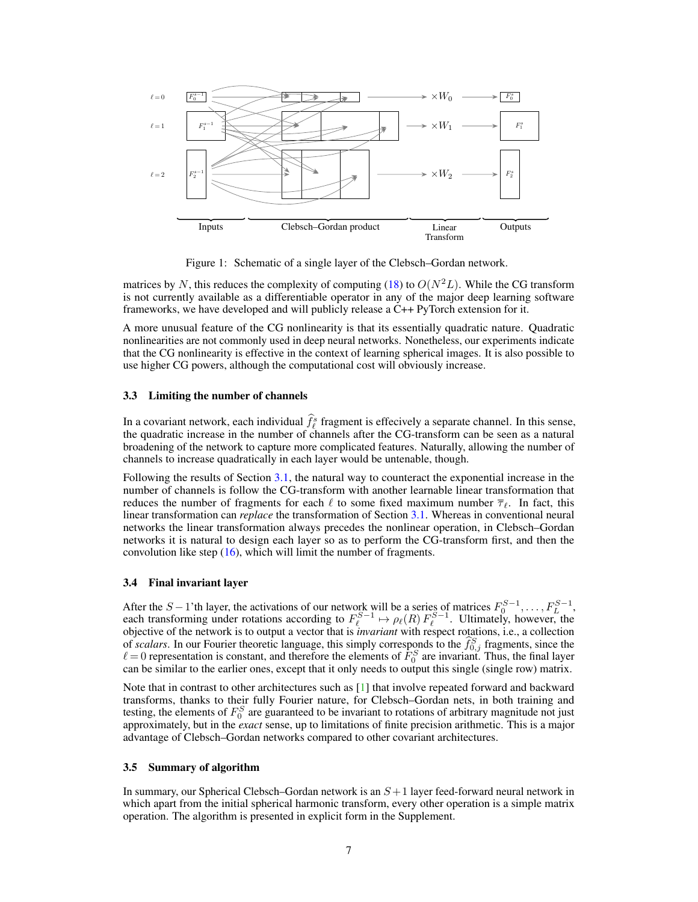Figure 1: Schematic of a single layer of the Clebsch–Gordan network.

matrices by $N$, this reduces the complexity of computing (18) to $O(N^2 L)$. While the CG transform is not currently available as a differentiable operator in any of the major deep learning software frameworks, we have developed and will publicly release a C++ PyTorch extension for it.

A more unusual feature of the CG nonlinearity is that its essentially quadratic nature. Quadratic nonlinearities are not commonly used in deep neural networks. Nonetheless, our experiments indicate that the CG nonlinearity is effective in the context of learning spherical images. It is also possible to use higher CG powers, although the computational cost will obviously increase.

### 3.3 Limiting the number of channels

In a covariant network, each individual $\widehat{f}_\ell^s$ fragment is effecively a separate channel. In this sense, the quadratic increase in the number of channels after the CG-transform can be seen as a natural broadening of the network to capture more complicated features. Naturally, allowing the number of channels to increase quadratically in each layer would be untenable, though.

Following the results of Section 3.1, the natural way to counteract the exponential increase in the number of channels is follow the CG-transform with another learnable linear transformation that reduces the number of fragments for each $\ell$ to some fixed maximum number $\overline{\tau}_\ell$. In fact, this linear transformation can *replace* the transformation of Section 3.1. Whereas in conventional neural networks the linear transformation always precedes the nonlinear operation, in Clebsch–Gordan networks it is natural to design each layer so as to perform the CG-transform first, and then the convolution like step (16), which will limit the number of fragments.

### 3.4 Final invariant layer

After the $S-1$'th layer, the activations of our network will be a series of matrices $F_0^{S-1}, \ldots, F_L^{S-1}$, each transforming under rotations according to $F_\ell^{S-1} \mapsto \rho_\ell(R)\, F_\ell^{S-1}$. Ultimately, however, the objective of the network is to output a vector that is *invariant* with respect rotations, i.e., a collection of *scalars*. In our Fourier theoretic language, this simply corresponds to the $\widehat{f}_{0,j}^S$ fragments, since the $\ell = 0$ representation is constant, and therefore the elements of $F_0^S$ are invariant. Thus, the final layer can be similar to the earlier ones, except that it only needs to output this single (single row) matrix.

Note that in contrast to other architectures such as [1] that involve repeated forward and backward transforms, thanks to their fully Fourier nature, for Clebsch–Gordan nets, in both training and testing, the elements of $F_0^S$ are guaranteed to be invariant to rotations of arbitrary magnitude not just approximately, but in the *exact* sense, up to limitations of finite precision arithmetic. This is a major advantage of Clebsch–Gordan networks compared to other covariant architectures.

### 3.5 Summary of algorithm

In summary, our Spherical Clebsch–Gordan network is an $S+1$ layer feed-forward neural network in which apart from the initial spherical harmonic transform, every other operation is a simple matrix operation. The algorithm is presented in explicit form in the Supplement.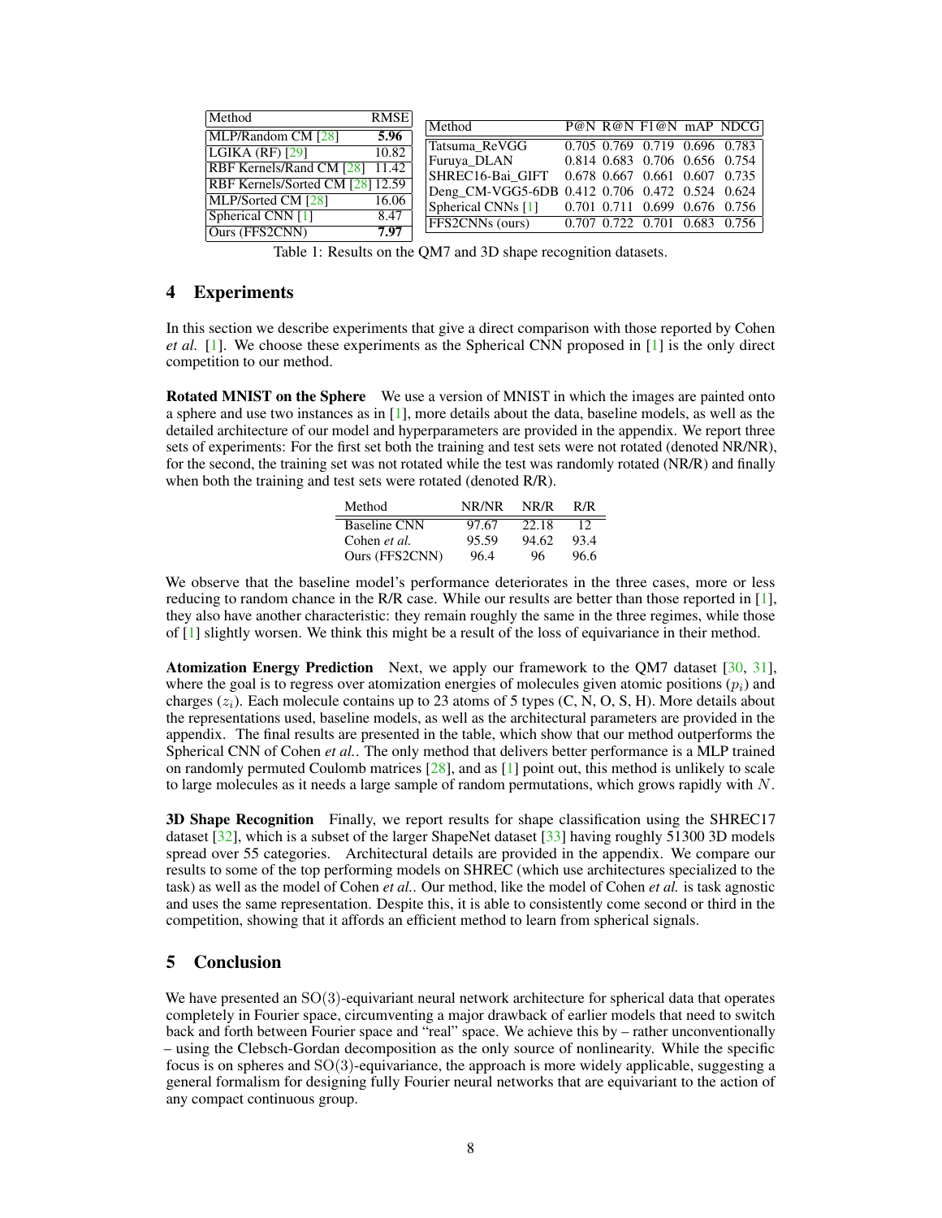| Method | RMSE |
|---|---|
| MLP/Random CM [28] | **5.96** |
| LGIKA (RF) [29] | 10.82 |
| RBF Kernels/Rand CM [28] | 11.42 |
| RBF Kernels/Sorted CM [28] | 12.59 |
| MLP/Sorted CM [28] | 16.06 |
| Spherical CNN [1] | 8.47 |
| Ours (FFS2CNN) | **7.97** |

| Method | P@N | R@N | F1@N | mAP | NDCG |
|---|---|---|---|---|---|
| Tatsuma_ReVGG | 0.705 | 0.769 | 0.719 | 0.696 | 0.783 |
| Furuya_DLAN | 0.814 | 0.683 | 0.706 | 0.656 | 0.754 |
| SHREC16-Bai_GIFT | 0.678 | 0.667 | 0.661 | 0.607 | 0.735 |
| Deng_CM-VGG5-6DB | 0.412 | 0.706 | 0.472 | 0.524 | 0.624 |
| Spherical CNNs [1] | 0.701 | 0.711 | 0.699 | 0.676 | 0.756 |
| FFS2CNNs (ours) | 0.707 | 0.722 | 0.701 | 0.683 | 0.756 |

Table 1: Results on the QM7 and 3D shape recognition datasets.

## 4 Experiments

In this section we describe experiments that give a direct comparison with those reported by Cohen *et al.* [1]. We choose these experiments as the Spherical CNN proposed in [1] is the only direct competition to our method.

**Rotated MNIST on the Sphere** We use a version of MNIST in which the images are painted onto a sphere and use two instances as in [1], more details about the data, baseline models, as well as the detailed architecture of our model and hyperparameters are provided in the appendix. We report three sets of experiments: For the first set both the training and test sets were not rotated (denoted NR/NR), for the second, the training set was not rotated while the test was randomly rotated (NR/R) and finally when both the training and test sets were rotated (denoted R/R).

| Method | NR/NR | NR/R | R/R |
|---|---|---|---|
| Baseline CNN | 97.67 | 22.18 | 12 |
| Cohen *et al.* | 95.59 | 94.62 | 93.4 |
| Ours (FFS2CNN) | 96.4 | 96 | 96.6 |

We observe that the baseline model's performance deteriorates in the three cases, more or less reducing to random chance in the R/R case. While our results are better than those reported in [1], they also have another characteristic: they remain roughly the same in the three regimes, while those of [1] slightly worsen. We think this might be a result of the loss of equivariance in their method.

**Atomization Energy Prediction** Next, we apply our framework to the QM7 dataset [30, 31], where the goal is to regress over atomization energies of molecules given atomic positions ($p_i$) and charges ($z_i$). Each molecule contains up to 23 atoms of 5 types (C, N, O, S, H). More details about the representations used, baseline models, as well as the architectural parameters are provided in the appendix. The final results are presented in the table, which show that our method outperforms the Spherical CNN of Cohen *et al.*. The only method that delivers better performance is a MLP trained on randomly permuted Coulomb matrices [28], and as [1] point out, this method is unlikely to scale to large molecules as it needs a large sample of random permutations, which grows rapidly with $N$.

**3D Shape Recognition** Finally, we report results for shape classification using the SHREC17 dataset [32], which is a subset of the larger ShapeNet dataset [33] having roughly 51300 3D models spread over 55 categories. Architectural details are provided in the appendix. We compare our results to some of the top performing models on SHREC (which use architectures specialized to the task) as well as the model of Cohen *et al.*. Our method, like the model of Cohen *et al.* is task agnostic and uses the same representation. Despite this, it is able to consistently come second or third in the competition, showing that it affords an efficient method to learn from spherical signals.

## 5 Conclusion

We have presented an $\mathrm{SO}(3)$-equivariant neural network architecture for spherical data that operates completely in Fourier space, circumventing a major drawback of earlier models that need to switch back and forth between Fourier space and "real" space. We achieve this by – rather unconventionally – using the Clebsch-Gordan decomposition as the only source of nonlinearity. While the specific focus is on spheres and $\mathrm{SO}(3)$-equivariance, the approach is more widely applicable, suggesting a general formalism for designing fully Fourier neural networks that are equivariant to the action of any compact continuous group.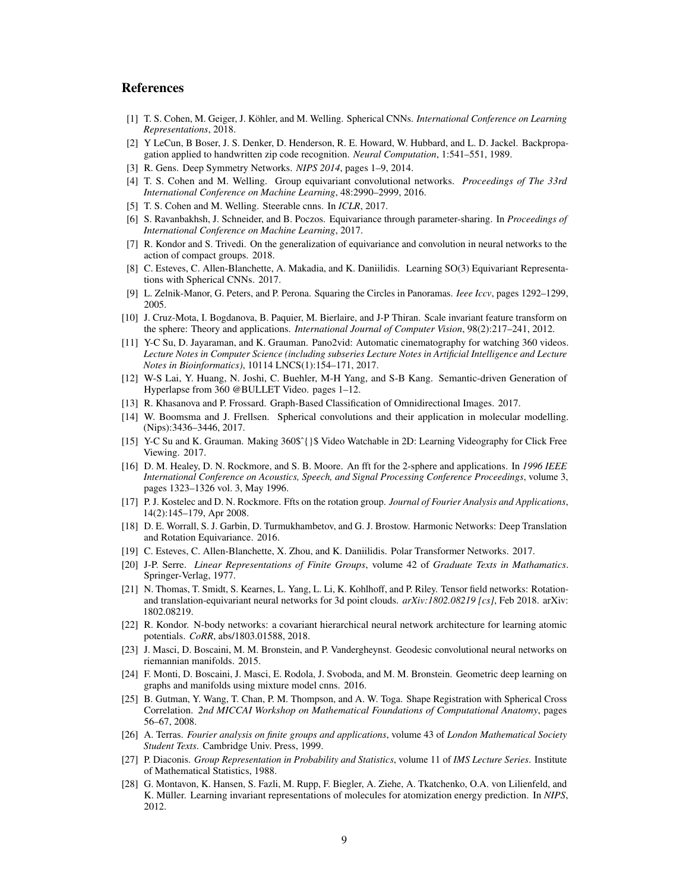## References

[1] T. S. Cohen, M. Geiger, J. Köhler, and M. Welling. Spherical CNNs. *International Conference on Learning Representations*, 2018.

[2] Y LeCun, B Boser, J. S. Denker, D. Henderson, R. E. Howard, W. Hubbard, and L. D. Jackel. Backpropagation applied to handwritten zip code recognition. *Neural Computation*, 1:541–551, 1989.

[3] R. Gens. Deep Symmetry Networks. *NIPS 2014*, pages 1–9, 2014.

[4] T. S. Cohen and M. Welling. Group equivariant convolutional networks. *Proceedings of The 33rd International Conference on Machine Learning*, 48:2990–2999, 2016.

[5] T. S. Cohen and M. Welling. Steerable cnns. In *ICLR*, 2017.

[6] S. Ravanbakhsh, J. Schneider, and B. Poczos. Equivariance through parameter-sharing. In *Proceedings of International Conference on Machine Learning*, 2017.

[7] R. Kondor and S. Trivedi. On the generalization of equivariance and convolution in neural networks to the action of compact groups. 2018.

[8] C. Esteves, C. Allen-Blanchette, A. Makadia, and K. Daniilidis. Learning SO(3) Equivariant Representations with Spherical CNNs. 2017.

[9] L. Zelnik-Manor, G. Peters, and P. Perona. Squaring the Circles in Panoramas. *Ieee Iccv*, pages 1292–1299, 2005.

[10] J. Cruz-Mota, I. Bogdanova, B. Paquier, M. Bierlaire, and J-P Thiran. Scale invariant feature transform on the sphere: Theory and applications. *International Journal of Computer Vision*, 98(2):217–241, 2012.

[11] Y-C Su, D. Jayaraman, and K. Grauman. Pano2vid: Automatic cinematography for watching 360 videos. *Lecture Notes in Computer Science (including subseries Lecture Notes in Artificial Intelligence and Lecture Notes in Bioinformatics)*, 10114 LNCS(1):154–171, 2017.

[12] W-S Lai, Y. Huang, N. Joshi, C. Buehler, M-H Yang, and S-B Kang. Semantic-driven Generation of Hyperlapse from 360 @BULLET Video. pages 1–12.

[13] R. Khasanova and P. Frossard. Graph-Based Classification of Omnidirectional Images. 2017.

[14] W. Boomsma and J. Frellsen. Spherical convolutions and their application in molecular modelling. (Nips):3436–3446, 2017.

[15] Y-C Su and K. Grauman. Making 360$ˆ{}$ Video Watchable in 2D: Learning Videography for Click Free Viewing. 2017.

[16] D. M. Healey, D. N. Rockmore, and S. B. Moore. An fft for the 2-sphere and applications. In *1996 IEEE International Conference on Acoustics, Speech, and Signal Processing Conference Proceedings*, volume 3, pages 1323–1326 vol. 3, May 1996.

[17] P. J. Kostelec and D. N. Rockmore. Ffts on the rotation group. *Journal of Fourier Analysis and Applications*, 14(2):145–179, Apr 2008.

[18] D. E. Worrall, S. J. Garbin, D. Turmukhambetov, and G. J. Brostow. Harmonic Networks: Deep Translation and Rotation Equivariance. 2016.

[19] C. Esteves, C. Allen-Blanchette, X. Zhou, and K. Daniilidis. Polar Transformer Networks. 2017.

[20] J-P. Serre. *Linear Representations of Finite Groups*, volume 42 of *Graduate Texts in Mathamatics*. Springer-Verlag, 1977.

[21] N. Thomas, T. Smidt, S. Kearnes, L. Yang, L. Li, K. Kohlhoff, and P. Riley. Tensor field networks: Rotation- and translation-equivariant neural networks for 3d point clouds. *arXiv:1802.08219 [cs]*, Feb 2018. arXiv: 1802.08219.

[22] R. Kondor. N-body networks: a covariant hierarchical neural network architecture for learning atomic potentials. *CoRR*, abs/1803.01588, 2018.

[23] J. Masci, D. Boscaini, M. M. Bronstein, and P. Vandergheynst. Geodesic convolutional neural networks on riemannian manifolds. 2015.

[24] F. Monti, D. Boscaini, J. Masci, E. Rodola, J. Svoboda, and M. M. Bronstein. Geometric deep learning on graphs and manifolds using mixture model cnns. 2016.

[25] B. Gutman, Y. Wang, T. Chan, P. M. Thompson, and A. W. Toga. Shape Registration with Spherical Cross Correlation. *2nd MICCAI Workshop on Mathematical Foundations of Computational Anatomy*, pages 56–67, 2008.

[26] A. Terras. *Fourier analysis on finite groups and applications*, volume 43 of *London Mathematical Society Student Texts*. Cambridge Univ. Press, 1999.

[27] P. Diaconis. *Group Representation in Probability and Statistics*, volume 11 of *IMS Lecture Series*. Institute of Mathematical Statistics, 1988.

[28] G. Montavon, K. Hansen, S. Fazli, M. Rupp, F. Biegler, A. Ziehe, A. Tkatchenko, O.A. von Lilienfeld, and K. Müller. Learning invariant representations of molecules for atomization energy prediction. In *NIPS*, 2012.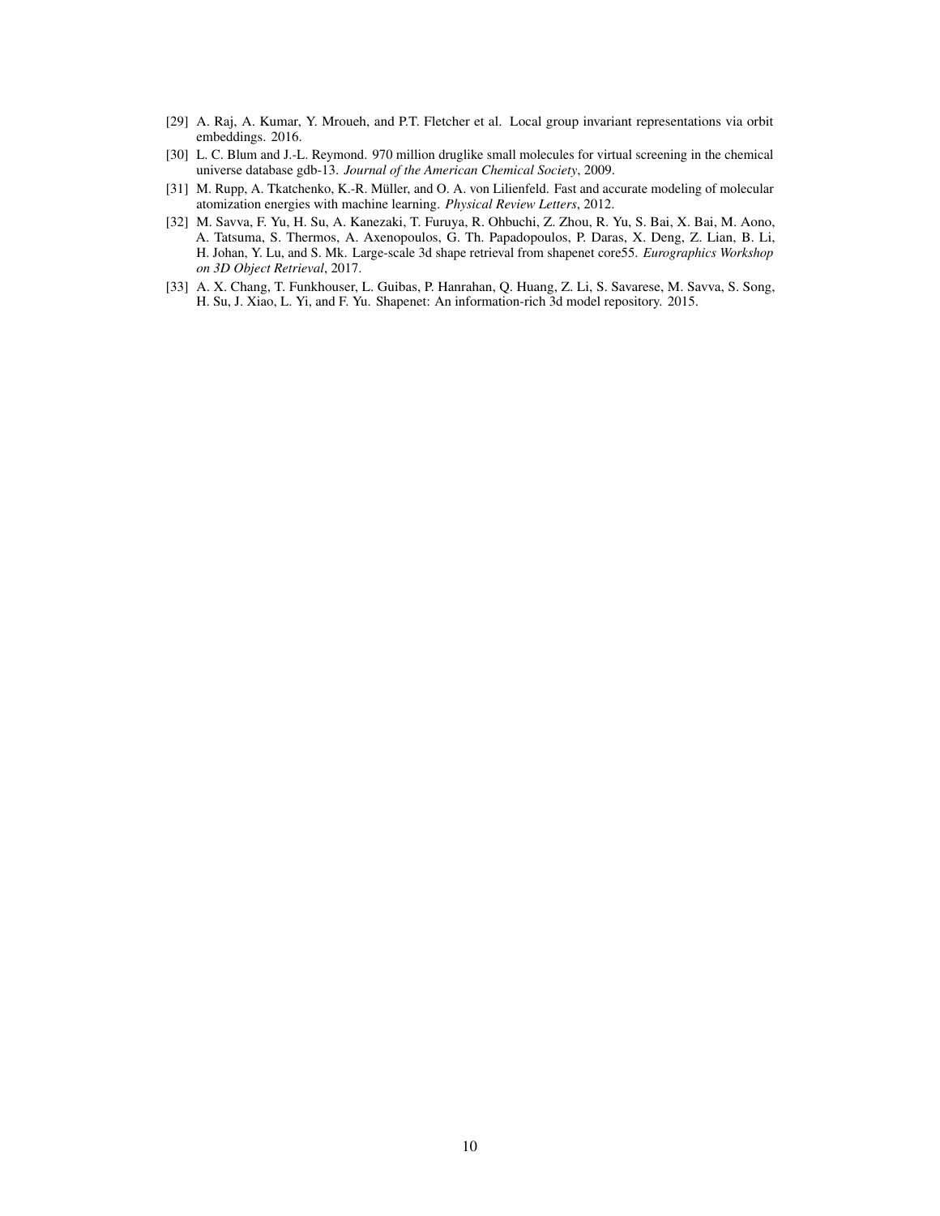[29] A. Raj, A. Kumar, Y. Mroueh, and P.T. Fletcher et al. Local group invariant representations via orbit embeddings. 2016.

[30] L. C. Blum and J.-L. Reymond. 970 million druglike small molecules for virtual screening in the chemical universe database gdb-13. *Journal of the American Chemical Society*, 2009.

[31] M. Rupp, A. Tkatchenko, K.-R. Müller, and O. A. von Lilienfeld. Fast and accurate modeling of molecular atomization energies with machine learning. *Physical Review Letters*, 2012.

[32] M. Savva, F. Yu, H. Su, A. Kanezaki, T. Furuya, R. Ohbuchi, Z. Zhou, R. Yu, S. Bai, X. Bai, M. Aono, A. Tatsuma, S. Thermos, A. Axenopoulos, G. Th. Papadopoulos, P. Daras, X. Deng, Z. Lian, B. Li, H. Johan, Y. Lu, and S. Mk. Large-scale 3d shape retrieval from shapenet core55. *Eurographics Workshop on 3D Object Retrieval*, 2017.

[33] A. X. Chang, T. Funkhouser, L. Guibas, P. Hanrahan, Q. Huang, Z. Li, S. Savarese, M. Savva, S. Song, H. Su, J. Xiao, L. Yi, and F. Yu. Shapenet: An information-rich 3d model repository. 2015.